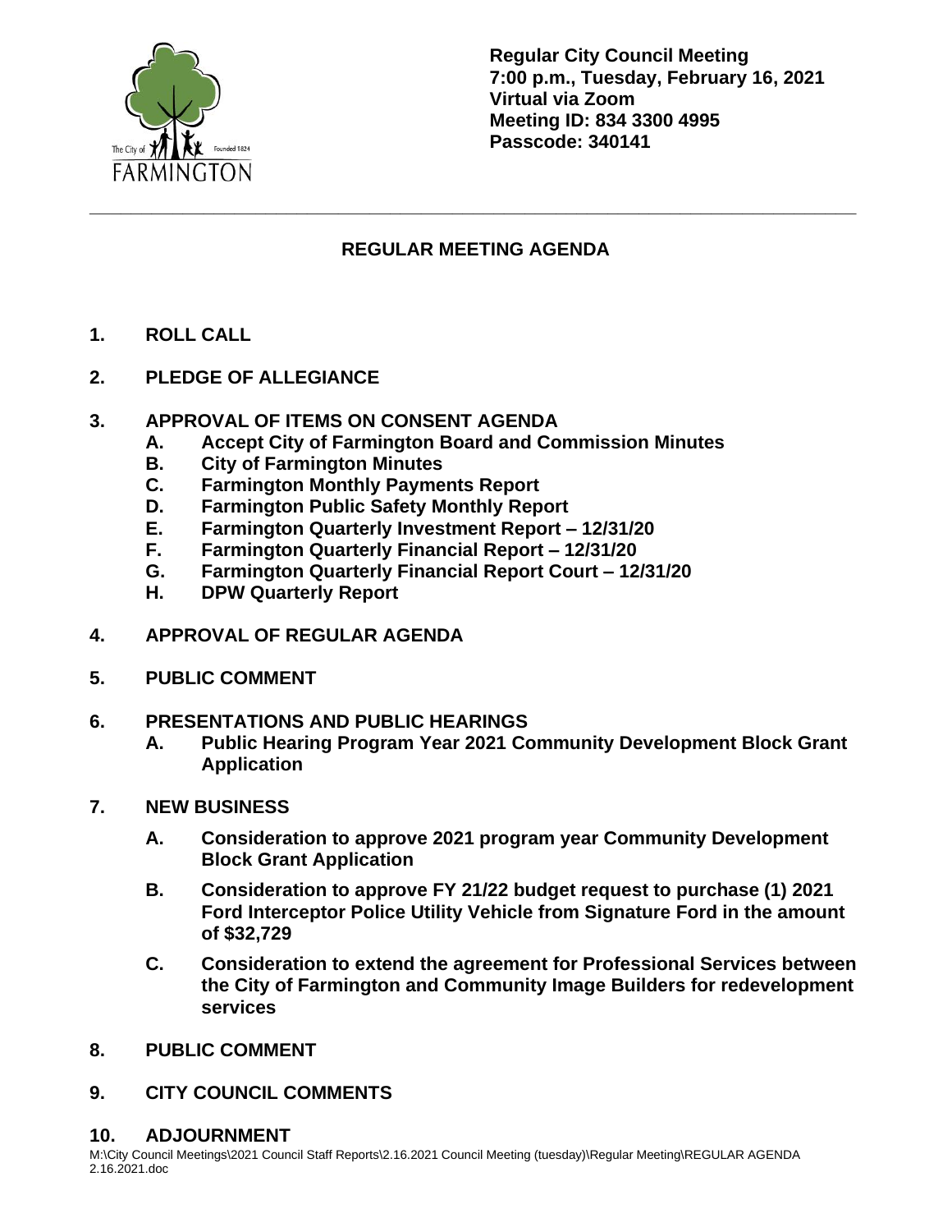**Regular City Council Meeting**
**7:00 p.m., Tuesday, February 16, 2021**
**Virtual via Zoom**
**Meeting ID: 834 3300 4995**
**Passcode: 340141**

---

## REGULAR MEETING AGENDA

**1. ROLL CALL**

**2. PLEDGE OF ALLEGIANCE**

**3. APPROVAL OF ITEMS ON CONSENT AGENDA**

- **A. Accept City of Farmington Board and Commission Minutes**
- **B. City of Farmington Minutes**
- **C. Farmington Monthly Payments Report**
- **D. Farmington Public Safety Monthly Report**
- **E. Farmington Quarterly Investment Report – 12/31/20**
- **F. Farmington Quarterly Financial Report – 12/31/20**
- **G. Farmington Quarterly Financial Report Court – 12/31/20**
- **H. DPW Quarterly Report**

**4. APPROVAL OF REGULAR AGENDA**

**5. PUBLIC COMMENT**

**6. PRESENTATIONS AND PUBLIC HEARINGS**

- **A. Public Hearing Program Year 2021 Community Development Block Grant Application**

**7. NEW BUSINESS**

- **A. Consideration to approve 2021 program year Community Development Block Grant Application**
- **B. Consideration to approve FY 21/22 budget request to purchase (1) 2021 Ford Interceptor Police Utility Vehicle from Signature Ford in the amount of $32,729**
- **C. Consideration to extend the agreement for Professional Services between the City of Farmington and Community Image Builders for redevelopment services**

**8. PUBLIC COMMENT**

**9. CITY COUNCIL COMMENTS**

**10. ADJOURNMENT**

M:\City Council Meetings\2021 Council Staff Reports\2.16.2021 Council Meeting (tuesday)\Regular Meeting\REGULAR AGENDA 2.16.2021.doc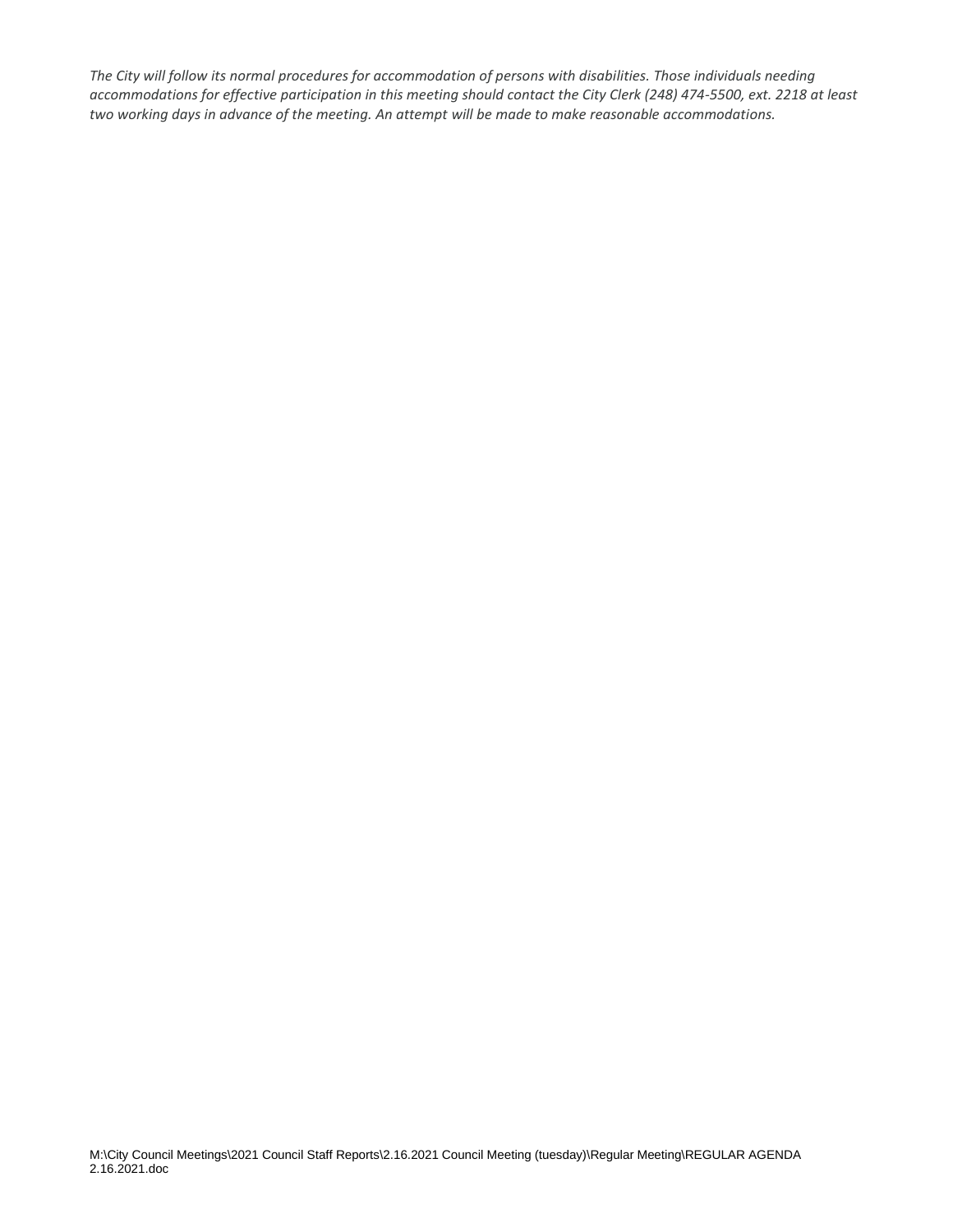*The City will follow its normal procedures for accommodation of persons with disabilities. Those individuals needing accommodations for effective participation in this meeting should contact the City Clerk (248) 474-5500, ext. 2218 at least two working days in advance of the meeting. An attempt will be made to make reasonable accommodations.*

M:\City Council Meetings\2021 Council Staff Reports\2.16.2021 Council Meeting (tuesday)\Regular Meeting\REGULAR AGENDA 2.16.2021.doc